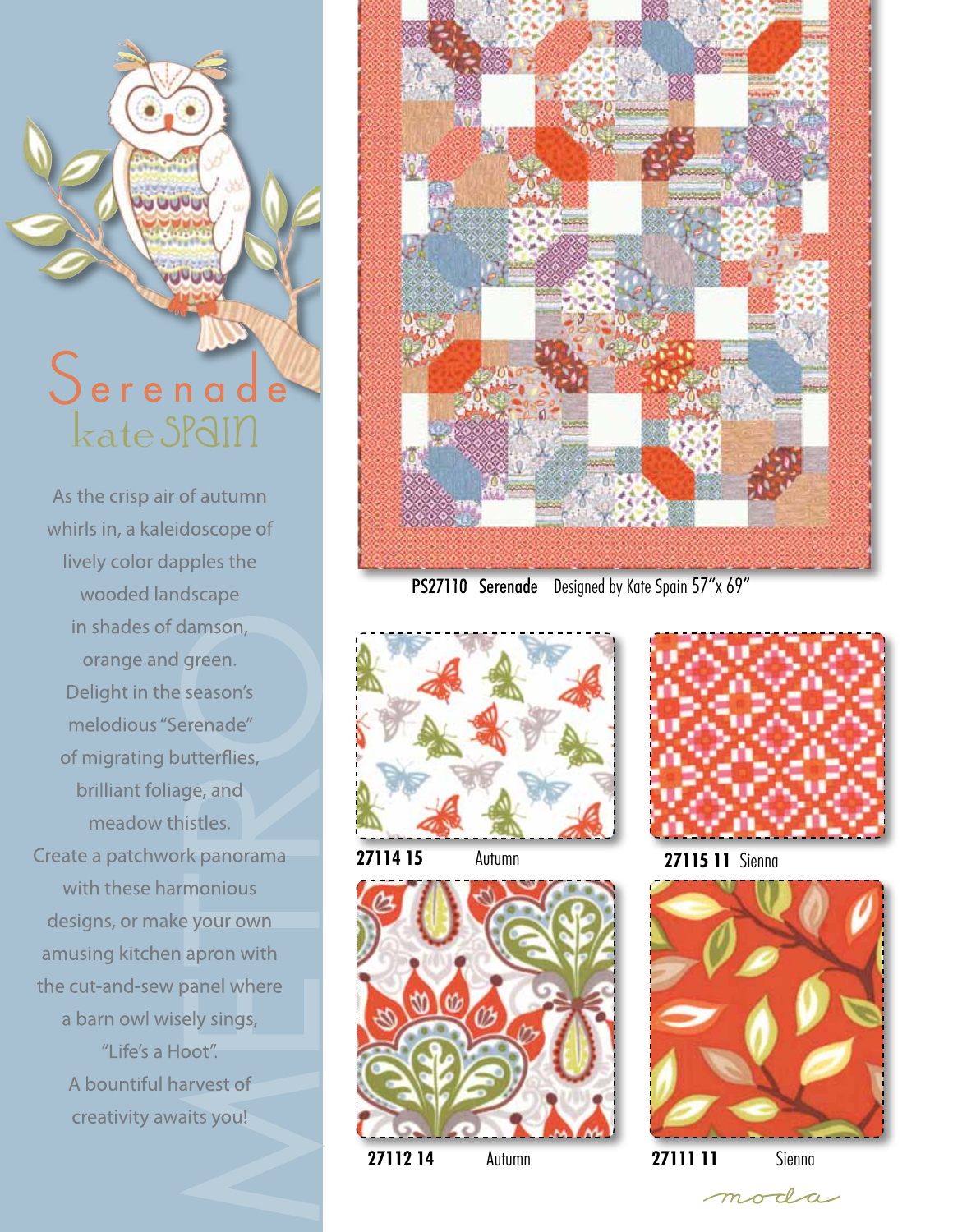# Serenade

## kate Spain

As the crisp air of autumn whirls in, a kaleidoscope of lively color dapples the wooded landscape in shades of damson, orange and green. Delight in the season's melodious "Serenade" of migrating butterflies, brilliant foliage, and meadow thistles. Create a patchwork panorama with these harmonious designs, or make your own amusing kitchen apron with the cut-and-sew panel where a barn owl wisely sings, "Life's a Hoot". A bountiful harvest of creativity awaits you!

METRO

**PS27110 Serenade** Designed by Kate Spain 57"x 69"

**27114 15** Autumn

**27115 11** Sienna

**27112 14** Autumn

**27111 11** Sienna

moda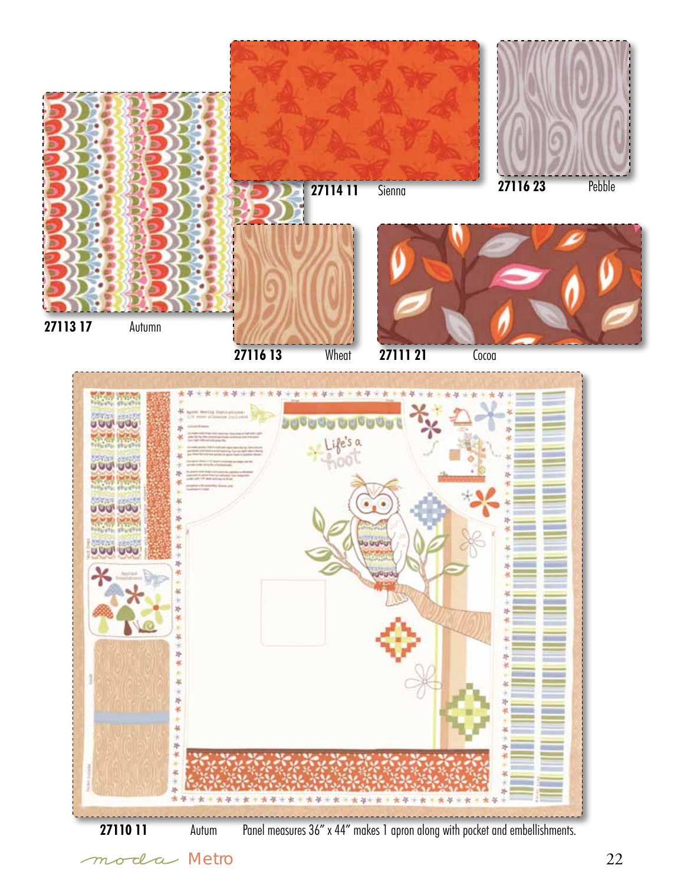27113 17 Autumn

27114 11 Sienna

27116 23 Pebble

27116 13 Wheat

27111 21 Cocoa

27110 11 Autum Panel measures 36″ x 44″ makes 1 apron along with pocket and embellishments.

moda Metro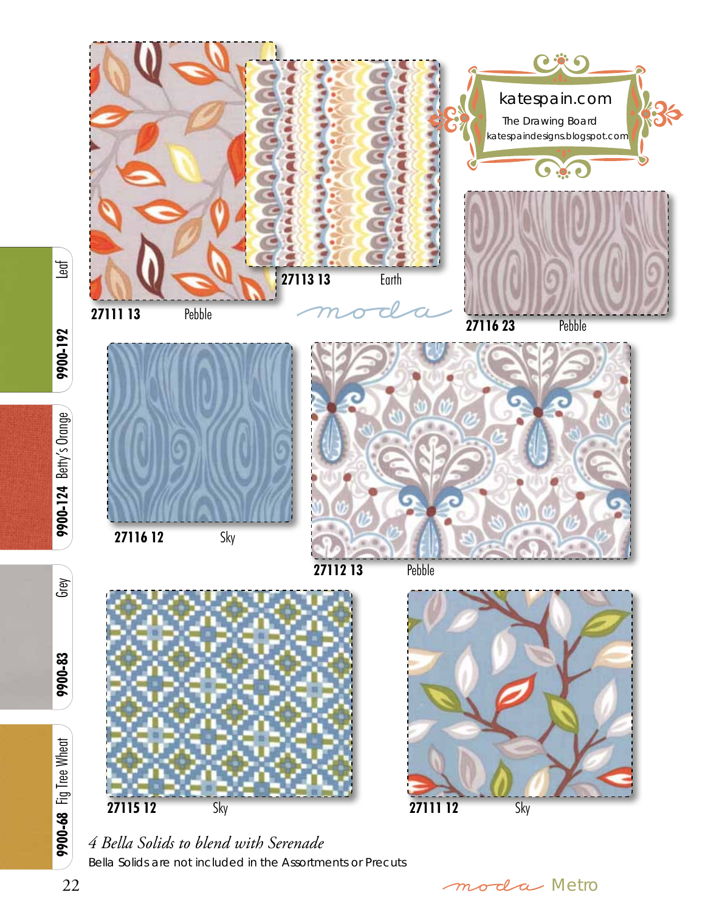katespain.com

The Drawing Board

katespaindesigns.blogspot.com

27111 13 Pebble

27113 13 Earth

moda

27116 23 Pebble

27116 12 Sky

27112 13 Pebble

27115 12 Sky

27111 12 Sky

9900-192 Leaf

9900-124 Betty's Orange

9900-83 Grey

9900-68 Fig Tree Wheat

*4 Bella Solids to blend with Serenade*

Bella Solids are not included in the Assortments or Precuts

moda Metro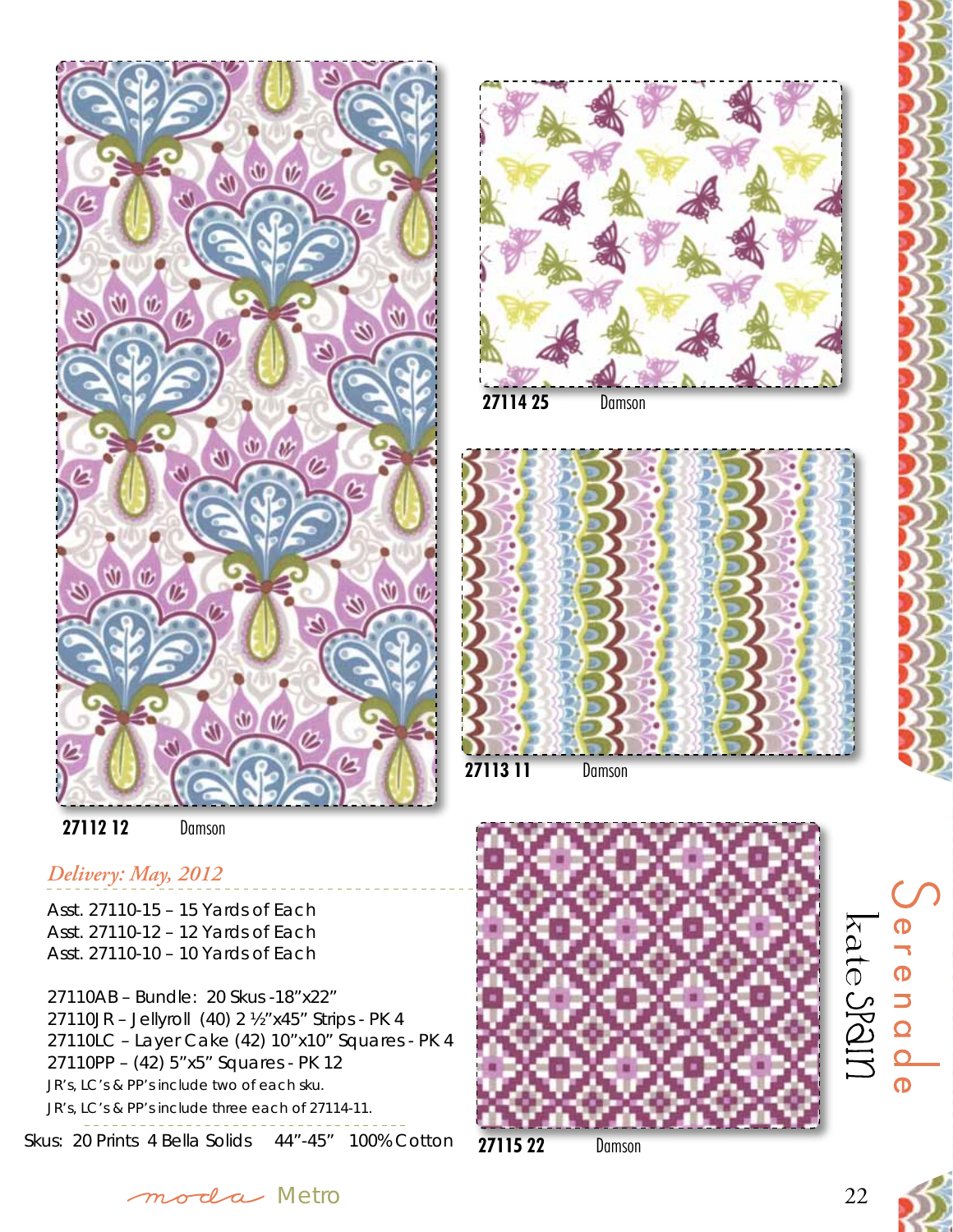27114 25 Damson

27113 11 Damson

27112 12 Damson

27115 22 Damson

# Serenade
## kate SPAIN

*Delivery: May, 2012*

Asst. 27110-15 – 15 Yards of Each
Asst. 27110-12 – 12 Yards of Each
Asst. 27110-10 – 10 Yards of Each

27110AB – Bundle: 20 Skus -18"x22"
27110JR – Jellyroll (40) 2 ½"x45" Strips - PK 4
27110LC – Layer Cake (42) 10"x10" Squares - PK 4
27110PP – (42) 5"x5" Squares - PK 12
JR's, LC's & PP's include two of each sku.
JR's, LC's & PP's include three each of 27114-11.

Skus: 20 Prints 4 Bella Solids 44"-45" 100% Cotton

moda Metro